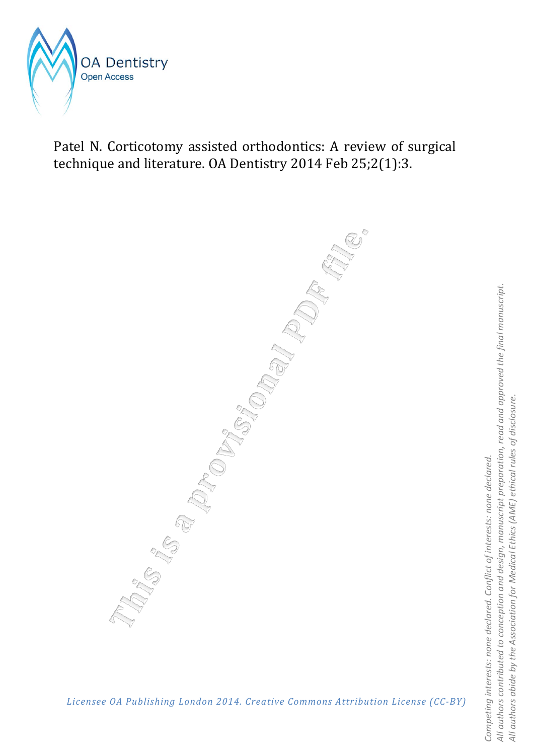OA Dentistry
Open Access

Patel N. Corticotomy assisted orthodontics: A review of surgical technique and literature. OA Dentistry 2014 Feb 25;2(1):3.

This is a provisional PDF file.

*Licensee OA Publishing London 2014. Creative Commons Attribution License (CC-BY)*

*Competing interests: none declared. Conflict of interests: none declared.*
*All authors contributed to conception and design, manuscript preparation, read and approved the final manuscript.*
*All authors abide by the Association for Medical Ethics (AME) ethical rules of disclosure.*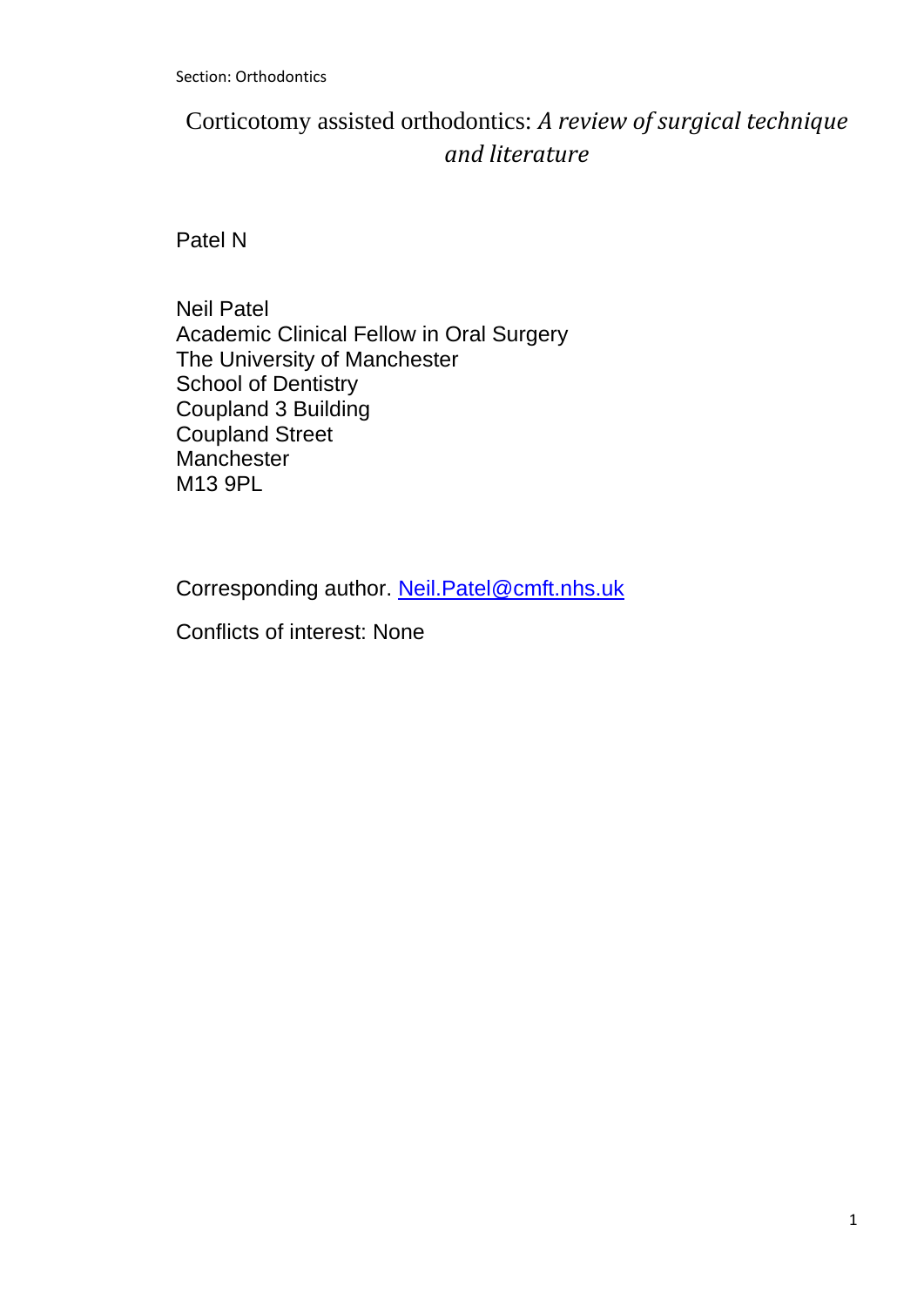Section: Orthodontics

# Corticotomy assisted orthodontics: *A review of surgical technique and literature*

Patel N

Neil Patel
Academic Clinical Fellow in Oral Surgery
The University of Manchester
School of Dentistry
Coupland 3 Building
Coupland Street
Manchester
M13 9PL

Corresponding author. Neil.Patel@cmft.nhs.uk

Conflicts of interest: None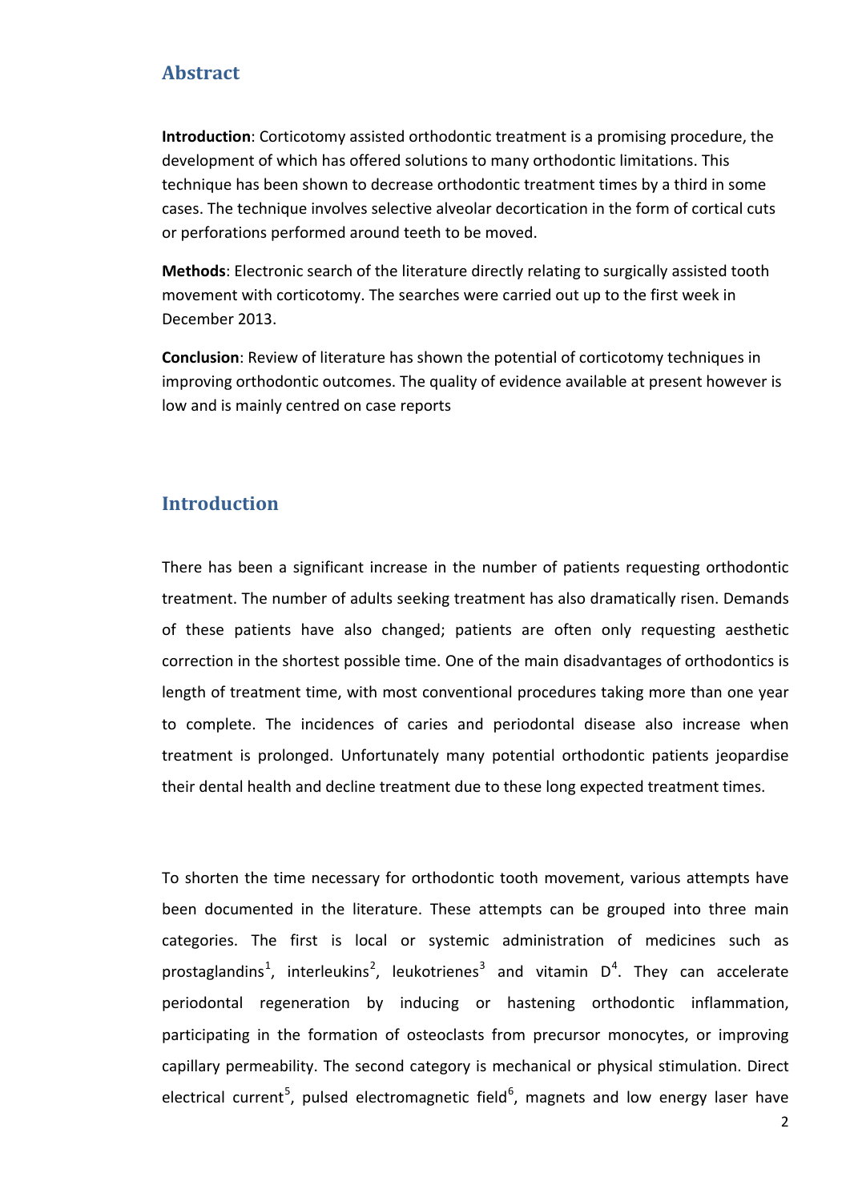## Abstract

**Introduction**: Corticotomy assisted orthodontic treatment is a promising procedure, the development of which has offered solutions to many orthodontic limitations. This technique has been shown to decrease orthodontic treatment times by a third in some cases. The technique involves selective alveolar decortication in the form of cortical cuts or perforations performed around teeth to be moved.

**Methods**: Electronic search of the literature directly relating to surgically assisted tooth movement with corticotomy. The searches were carried out up to the first week in December 2013.

**Conclusion**: Review of literature has shown the potential of corticotomy techniques in improving orthodontic outcomes. The quality of evidence available at present however is low and is mainly centred on case reports

## Introduction

There has been a significant increase in the number of patients requesting orthodontic treatment. The number of adults seeking treatment has also dramatically risen. Demands of these patients have also changed; patients are often only requesting aesthetic correction in the shortest possible time. One of the main disadvantages of orthodontics is length of treatment time, with most conventional procedures taking more than one year to complete. The incidences of caries and periodontal disease also increase when treatment is prolonged. Unfortunately many potential orthodontic patients jeopardise their dental health and decline treatment due to these long expected treatment times.

To shorten the time necessary for orthodontic tooth movement, various attempts have been documented in the literature. These attempts can be grouped into three main categories. The first is local or systemic administration of medicines such as prostaglandins[1], interleukins[2], leukotrienes[3] and vitamin D[4]. They can accelerate periodontal regeneration by inducing or hastening orthodontic inflammation, participating in the formation of osteoclasts from precursor monocytes, or improving capillary permeability. The second category is mechanical or physical stimulation. Direct electrical current[5], pulsed electromagnetic field[6], magnets and low energy laser have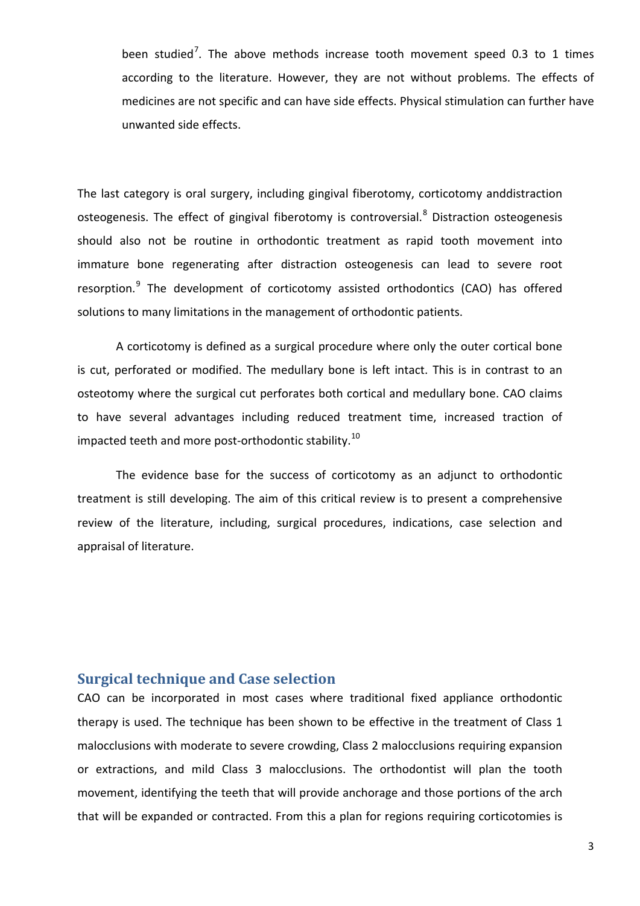been studied[7]. The above methods increase tooth movement speed 0.3 to 1 times according to the literature. However, they are not without problems. The effects of medicines are not specific and can have side effects. Physical stimulation can further have unwanted side effects.

The last category is oral surgery, including gingival fiberotomy, corticotomy anddistraction osteogenesis. The effect of gingival fiberotomy is controversial.[8] Distraction osteogenesis should also not be routine in orthodontic treatment as rapid tooth movement into immature bone regenerating after distraction osteogenesis can lead to severe root resorption.[9] The development of corticotomy assisted orthodontics (CAO) has offered solutions to many limitations in the management of orthodontic patients.

A corticotomy is defined as a surgical procedure where only the outer cortical bone is cut, perforated or modified. The medullary bone is left intact. This is in contrast to an osteotomy where the surgical cut perforates both cortical and medullary bone. CAO claims to have several advantages including reduced treatment time, increased traction of impacted teeth and more post-orthodontic stability.[10]

The evidence base for the success of corticotomy as an adjunct to orthodontic treatment is still developing. The aim of this critical review is to present a comprehensive review of the literature, including, surgical procedures, indications, case selection and appraisal of literature.

## Surgical technique and Case selection

CAO can be incorporated in most cases where traditional fixed appliance orthodontic therapy is used. The technique has been shown to be effective in the treatment of Class 1 malocclusions with moderate to severe crowding, Class 2 malocclusions requiring expansion or extractions, and mild Class 3 malocclusions. The orthodontist will plan the tooth movement, identifying the teeth that will provide anchorage and those portions of the arch that will be expanded or contracted. From this a plan for regions requiring corticotomies is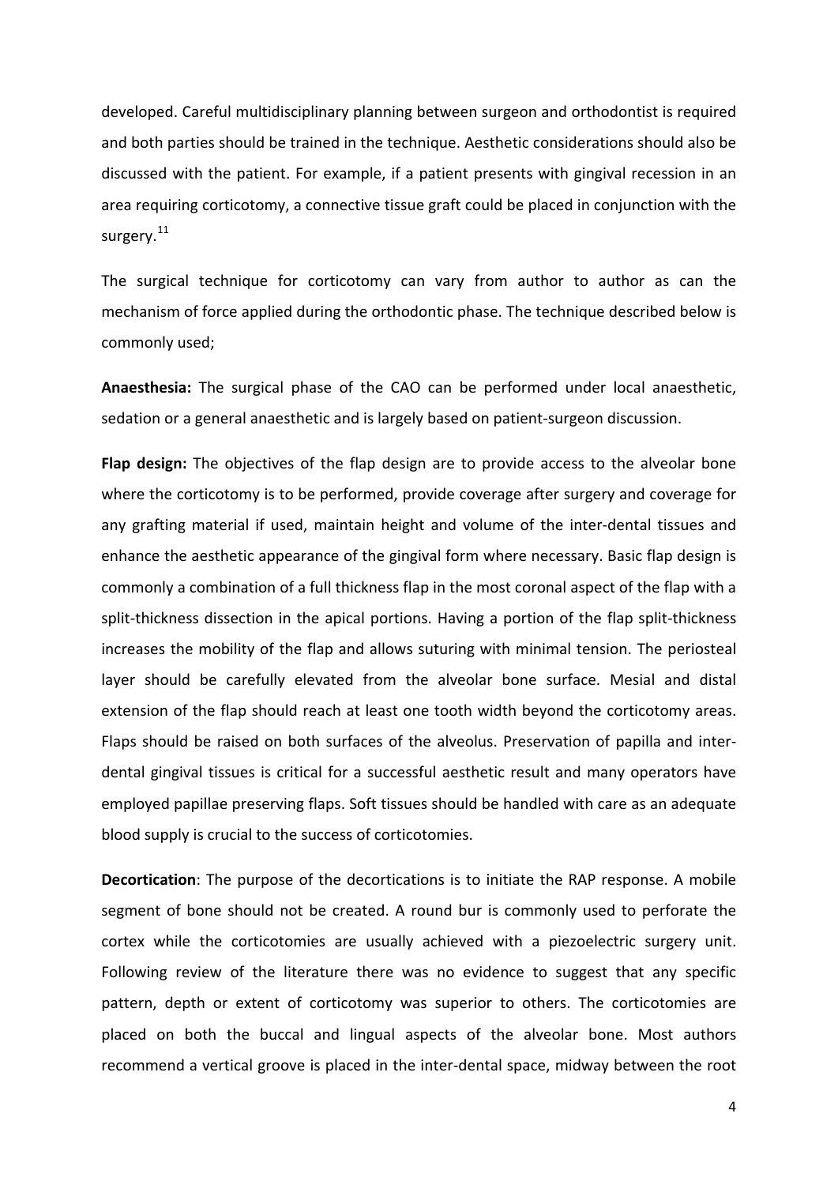developed. Careful multidisciplinary planning between surgeon and orthodontist is required and both parties should be trained in the technique. Aesthetic considerations should also be discussed with the patient. For example, if a patient presents with gingival recession in an area requiring corticotomy, a connective tissue graft could be placed in conjunction with the surgery.[11]

The surgical technique for corticotomy can vary from author to author as can the mechanism of force applied during the orthodontic phase. The technique described below is commonly used;

**Anaesthesia:** The surgical phase of the CAO can be performed under local anaesthetic, sedation or a general anaesthetic and is largely based on patient-surgeon discussion.

**Flap design:** The objectives of the flap design are to provide access to the alveolar bone where the corticotomy is to be performed, provide coverage after surgery and coverage for any grafting material if used, maintain height and volume of the inter-dental tissues and enhance the aesthetic appearance of the gingival form where necessary. Basic flap design is commonly a combination of a full thickness flap in the most coronal aspect of the flap with a split-thickness dissection in the apical portions. Having a portion of the flap split-thickness increases the mobility of the flap and allows suturing with minimal tension. The periosteal layer should be carefully elevated from the alveolar bone surface. Mesial and distal extension of the flap should reach at least one tooth width beyond the corticotomy areas. Flaps should be raised on both surfaces of the alveolus. Preservation of papilla and inter-dental gingival tissues is critical for a successful aesthetic result and many operators have employed papillae preserving flaps. Soft tissues should be handled with care as an adequate blood supply is crucial to the success of corticotomies.

**Decortication**: The purpose of the decortications is to initiate the RAP response. A mobile segment of bone should not be created. A round bur is commonly used to perforate the cortex while the corticotomies are usually achieved with a piezoelectric surgery unit. Following review of the literature there was no evidence to suggest that any specific pattern, depth or extent of corticotomy was superior to others. The corticotomies are placed on both the buccal and lingual aspects of the alveolar bone. Most authors recommend a vertical groove is placed in the inter-dental space, midway between the root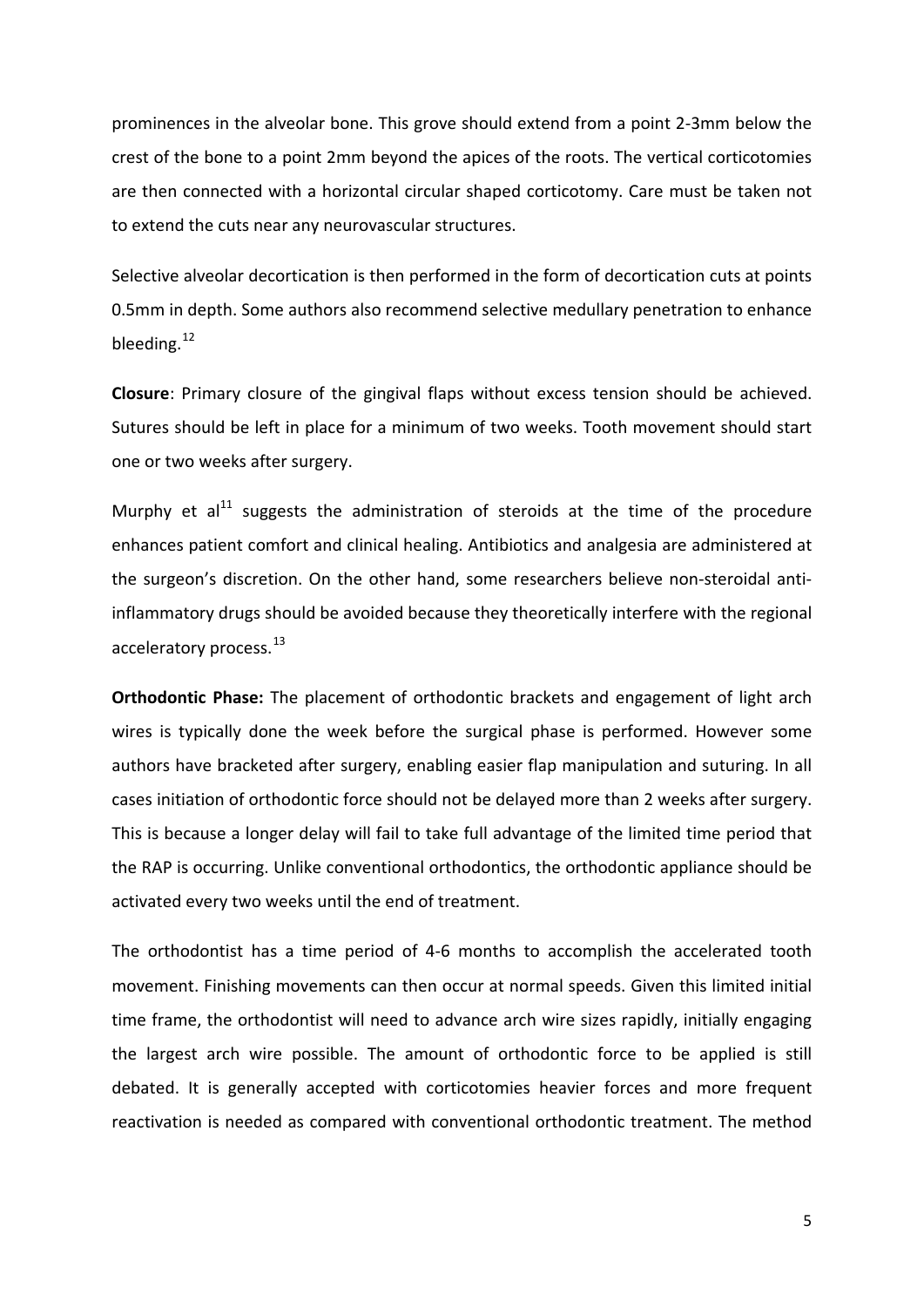prominences in the alveolar bone. This grove should extend from a point 2-3mm below the crest of the bone to a point 2mm beyond the apices of the roots. The vertical corticotomies are then connected with a horizontal circular shaped corticotomy. Care must be taken not to extend the cuts near any neurovascular structures.

Selective alveolar decortication is then performed in the form of decortication cuts at points 0.5mm in depth. Some authors also recommend selective medullary penetration to enhance bleeding.[12]

**Closure**: Primary closure of the gingival flaps without excess tension should be achieved. Sutures should be left in place for a minimum of two weeks. Tooth movement should start one or two weeks after surgery.

Murphy et al[11] suggests the administration of steroids at the time of the procedure enhances patient comfort and clinical healing. Antibiotics and analgesia are administered at the surgeon's discretion. On the other hand, some researchers believe non-steroidal anti-inflammatory drugs should be avoided because they theoretically interfere with the regional acceleratory process.[13]

**Orthodontic Phase:** The placement of orthodontic brackets and engagement of light arch wires is typically done the week before the surgical phase is performed. However some authors have bracketed after surgery, enabling easier flap manipulation and suturing. In all cases initiation of orthodontic force should not be delayed more than 2 weeks after surgery. This is because a longer delay will fail to take full advantage of the limited time period that the RAP is occurring. Unlike conventional orthodontics, the orthodontic appliance should be activated every two weeks until the end of treatment.

The orthodontist has a time period of 4-6 months to accomplish the accelerated tooth movement. Finishing movements can then occur at normal speeds. Given this limited initial time frame, the orthodontist will need to advance arch wire sizes rapidly, initially engaging the largest arch wire possible. The amount of orthodontic force to be applied is still debated. It is generally accepted with corticotomies heavier forces and more frequent reactivation is needed as compared with conventional orthodontic treatment. The method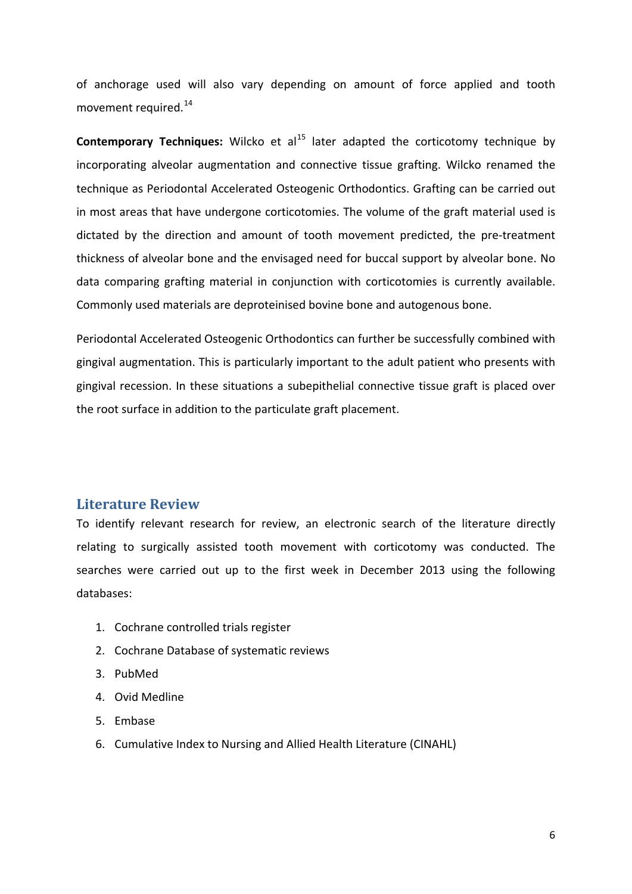of anchorage used will also vary depending on amount of force applied and tooth movement required.[14]

**Contemporary Techniques:** Wilcko et al[15] later adapted the corticotomy technique by incorporating alveolar augmentation and connective tissue grafting. Wilcko renamed the technique as Periodontal Accelerated Osteogenic Orthodontics. Grafting can be carried out in most areas that have undergone corticotomies. The volume of the graft material used is dictated by the direction and amount of tooth movement predicted, the pre-treatment thickness of alveolar bone and the envisaged need for buccal support by alveolar bone. No data comparing grafting material in conjunction with corticotomies is currently available. Commonly used materials are deproteinised bovine bone and autogenous bone.

Periodontal Accelerated Osteogenic Orthodontics can further be successfully combined with gingival augmentation. This is particularly important to the adult patient who presents with gingival recession. In these situations a subepithelial connective tissue graft is placed over the root surface in addition to the particulate graft placement.

## Literature Review

To identify relevant research for review, an electronic search of the literature directly relating to surgically assisted tooth movement with corticotomy was conducted. The searches were carried out up to the first week in December 2013 using the following databases:

1. Cochrane controlled trials register
2. Cochrane Database of systematic reviews
3. PubMed
4. Ovid Medline
5. Embase
6. Cumulative Index to Nursing and Allied Health Literature (CINAHL)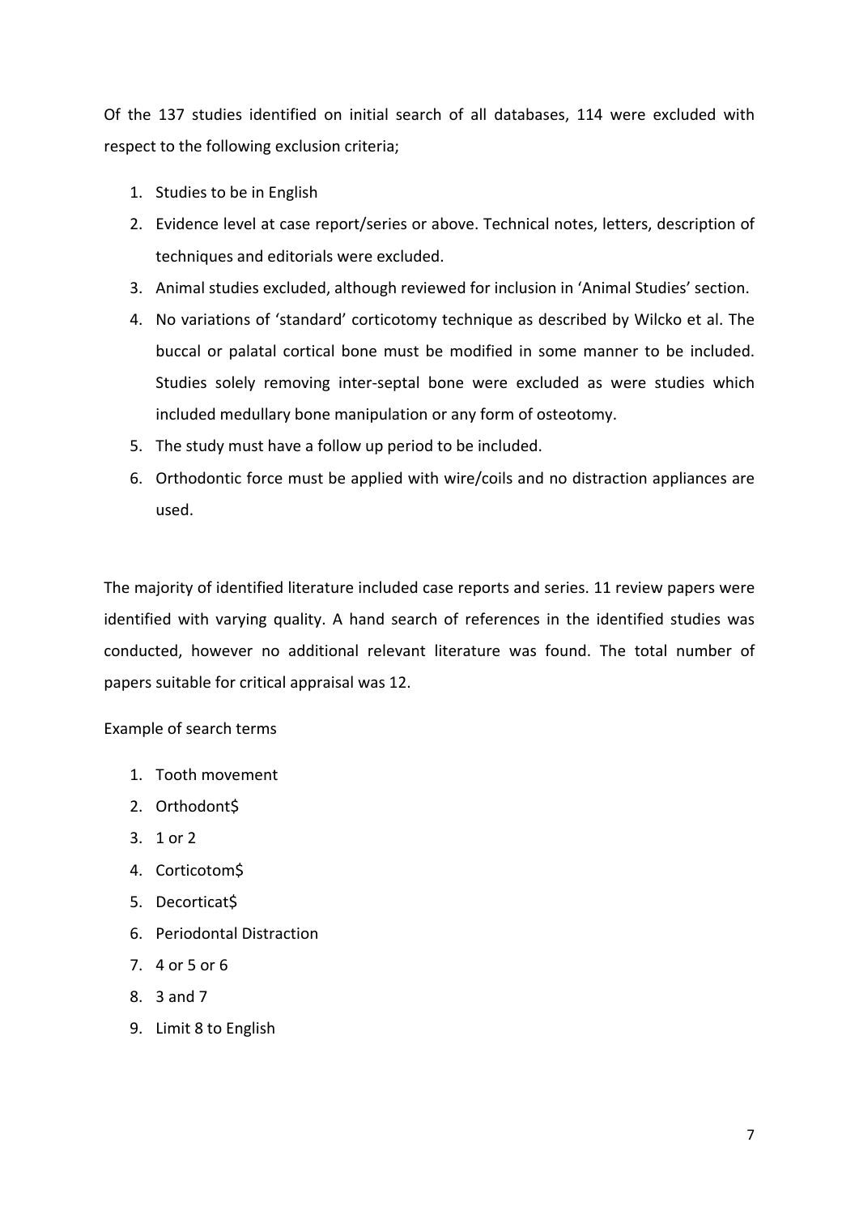Of the 137 studies identified on initial search of all databases, 114 were excluded with respect to the following exclusion criteria;

1. Studies to be in English
2. Evidence level at case report/series or above. Technical notes, letters, description of techniques and editorials were excluded.
3. Animal studies excluded, although reviewed for inclusion in 'Animal Studies' section.
4. No variations of 'standard' corticotomy technique as described by Wilcko et al. The buccal or palatal cortical bone must be modified in some manner to be included. Studies solely removing inter-septal bone were excluded as were studies which included medullary bone manipulation or any form of osteotomy.
5. The study must have a follow up period to be included.
6. Orthodontic force must be applied with wire/coils and no distraction appliances are used.

The majority of identified literature included case reports and series. 11 review papers were identified with varying quality. A hand search of references in the identified studies was conducted, however no additional relevant literature was found. The total number of papers suitable for critical appraisal was 12.

Example of search terms

1. Tooth movement
2. Orthodont$
3. 1 or 2
4. Corticotom$
5. Decorticat$
6. Periodontal Distraction
7. 4 or 5 or 6
8. 3 and 7
9. Limit 8 to English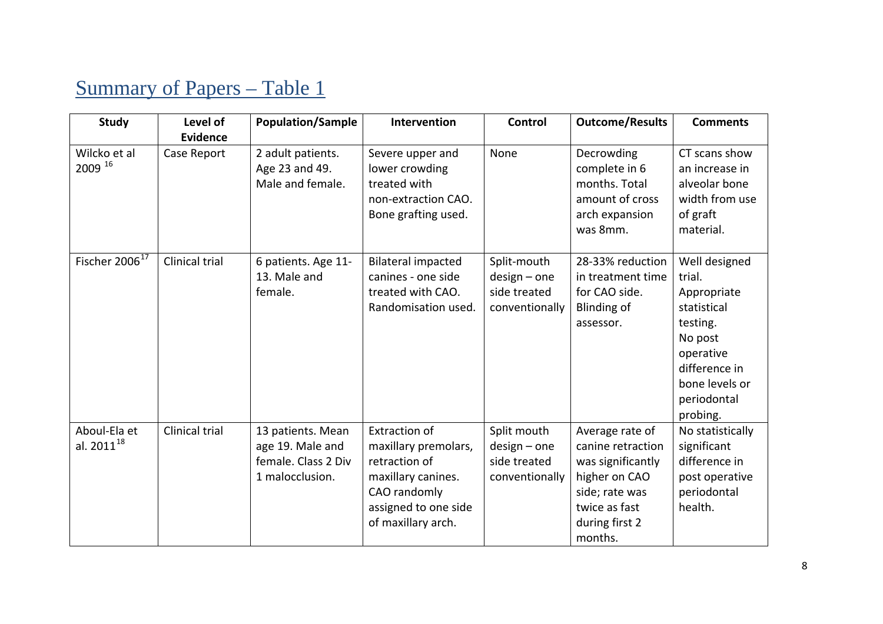## Summary of Papers – Table 1

| Study | Level of Evidence | Population/Sample | Intervention | Control | Outcome/Results | Comments |
|---|---|---|---|---|---|---|
| Wilcko et al 2009 [16] | Case Report | 2 adult patients. Age 23 and 49. Male and female. | Severe upper and lower crowding treated with non-extraction CAO. Bone grafting used. | None | Decrowding complete in 6 months. Total amount of cross arch expansion was 8mm. | CT scans show an increase in alveolar bone width from use of graft material. |
| Fischer 2006 [17] | Clinical trial | 6 patients. Age 11-13. Male and female. | Bilateral impacted canines - one side treated with CAO. Randomisation used. | Split-mouth design – one side treated conventionally | 28-33% reduction in treatment time for CAO side. Blinding of assessor. | Well designed trial. Appropriate statistical testing. No post operative difference in bone levels or periodontal probing. |
| Aboul-Ela et al. 2011 [18] | Clinical trial | 13 patients. Mean age 19. Male and female. Class 2 Div 1 malocclusion. | Extraction of maxillary premolars, retraction of maxillary canines. CAO randomly assigned to one side of maxillary arch. | Split mouth design – one side treated conventionally | Average rate of canine retraction was significantly higher on CAO side; rate was twice as fast during first 2 months. | No statistically significant difference in post operative periodontal health. |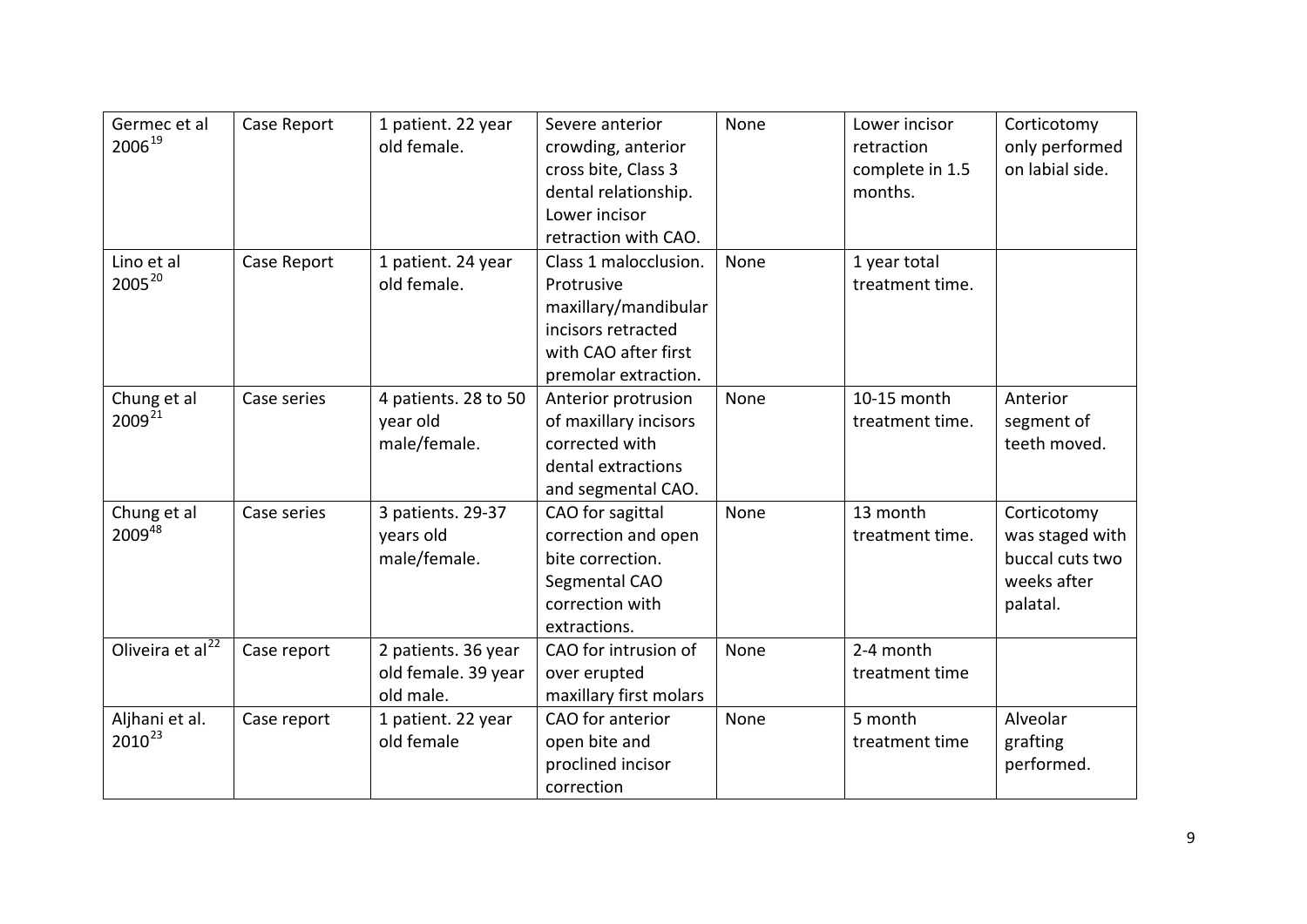| | | | | | | |
|---|---|---|---|---|---|---|
| Germec et al 2006[19] | Case Report | 1 patient. 22 year old female. | Severe anterior crowding, anterior cross bite, Class 3 dental relationship. Lower incisor retraction with CAO. | None | Lower incisor retraction complete in 1.5 months. | Corticotomy only performed on labial side. |
| Lino et al 2005[20] | Case Report | 1 patient. 24 year old female. | Class 1 malocclusion. Protrusive maxillary/mandibular incisors retracted with CAO after first premolar extraction. | None | 1 year total treatment time. | |
| Chung et al 2009[21] | Case series | 4 patients. 28 to 50 year old male/female. | Anterior protrusion of maxillary incisors corrected with dental extractions and segmental CAO. | None | 10-15 month treatment time. | Anterior segment of teeth moved. |
| Chung et al 2009[48] | Case series | 3 patients. 29-37 years old male/female. | CAO for sagittal correction and open bite correction. Segmental CAO correction with extractions. | None | 13 month treatment time. | Corticotomy was staged with buccal cuts two weeks after palatal. |
| Oliveira et al[22] | Case report | 2 patients. 36 year old female. 39 year old male. | CAO for intrusion of over erupted maxillary first molars | None | 2-4 month treatment time | |
| Aljhani et al. 2010[23] | Case report | 1 patient. 22 year old female | CAO for anterior open bite and proclined incisor correction | None | 5 month treatment time | Alveolar grafting performed. |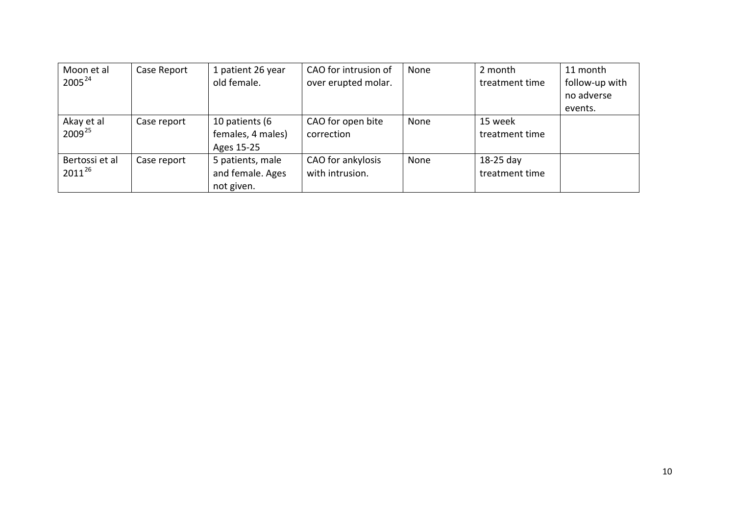| | | | | | | |
|---|---|---|---|---|---|---|
| Moon et al 2005[24] | Case Report | 1 patient 26 year old female. | CAO for intrusion of over erupted molar. | None | 2 month treatment time | 11 month follow-up with no adverse events. |
| Akay et al 2009[25] | Case report | 10 patients (6 females, 4 males) Ages 15-25 | CAO for open bite correction | None | 15 week treatment time | |
| Bertossi et al 2011[26] | Case report | 5 patients, male and female. Ages not given. | CAO for ankylosis with intrusion. | None | 18-25 day treatment time | |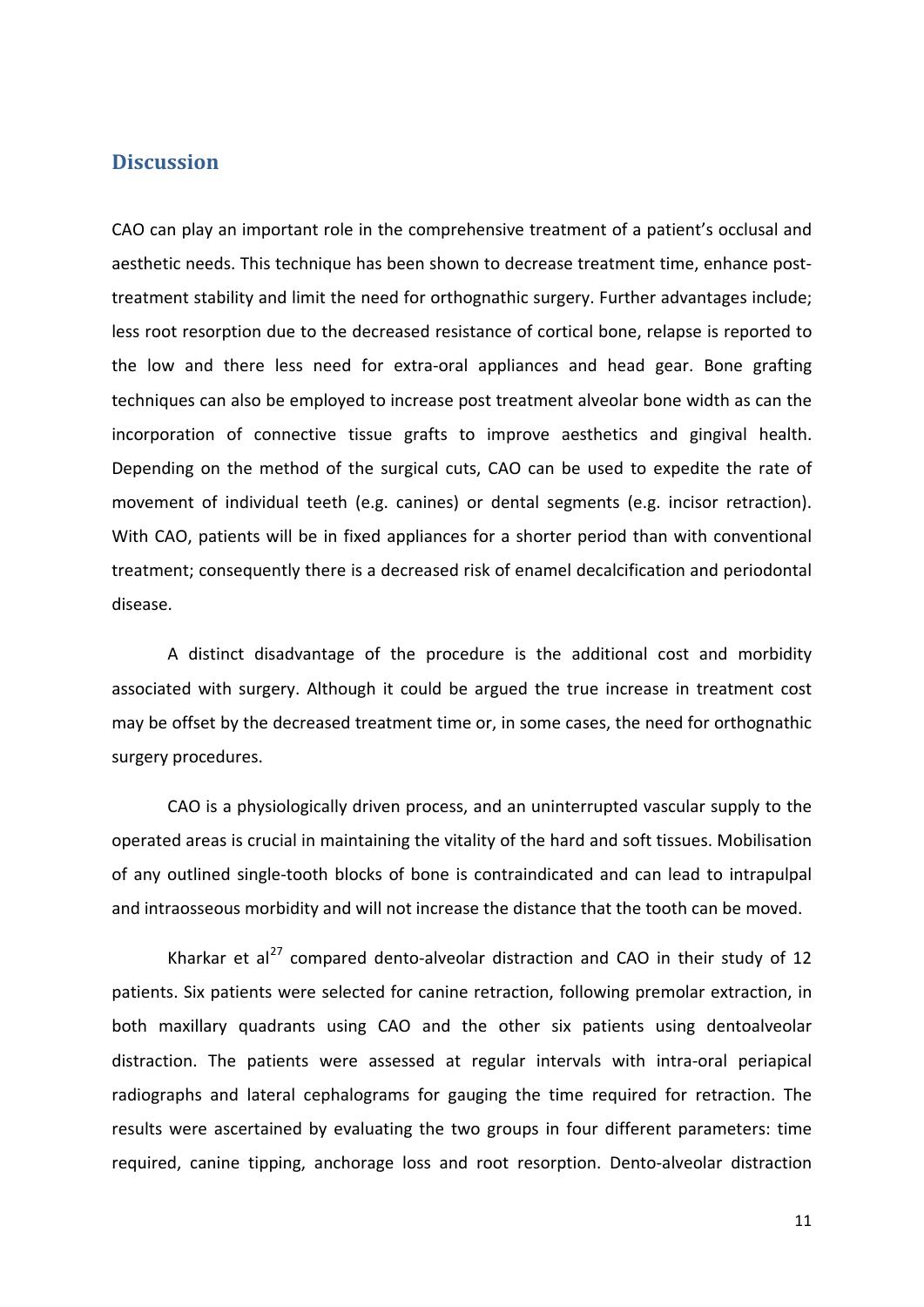## Discussion

CAO can play an important role in the comprehensive treatment of a patient's occlusal and aesthetic needs. This technique has been shown to decrease treatment time, enhance post-treatment stability and limit the need for orthognathic surgery. Further advantages include; less root resorption due to the decreased resistance of cortical bone, relapse is reported to the low and there less need for extra-oral appliances and head gear. Bone grafting techniques can also be employed to increase post treatment alveolar bone width as can the incorporation of connective tissue grafts to improve aesthetics and gingival health. Depending on the method of the surgical cuts, CAO can be used to expedite the rate of movement of individual teeth (e.g. canines) or dental segments (e.g. incisor retraction). With CAO, patients will be in fixed appliances for a shorter period than with conventional treatment; consequently there is a decreased risk of enamel decalcification and periodontal disease.

A distinct disadvantage of the procedure is the additional cost and morbidity associated with surgery. Although it could be argued the true increase in treatment cost may be offset by the decreased treatment time or, in some cases, the need for orthognathic surgery procedures.

CAO is a physiologically driven process, and an uninterrupted vascular supply to the operated areas is crucial in maintaining the vitality of the hard and soft tissues. Mobilisation of any outlined single-tooth blocks of bone is contraindicated and can lead to intrapulpal and intraosseous morbidity and will not increase the distance that the tooth can be moved.

Kharkar et al[27] compared dento-alveolar distraction and CAO in their study of 12 patients. Six patients were selected for canine retraction, following premolar extraction, in both maxillary quadrants using CAO and the other six patients using dentoalveolar distraction. The patients were assessed at regular intervals with intra-oral periapical radiographs and lateral cephalograms for gauging the time required for retraction. The results were ascertained by evaluating the two groups in four different parameters: time required, canine tipping, anchorage loss and root resorption. Dento-alveolar distraction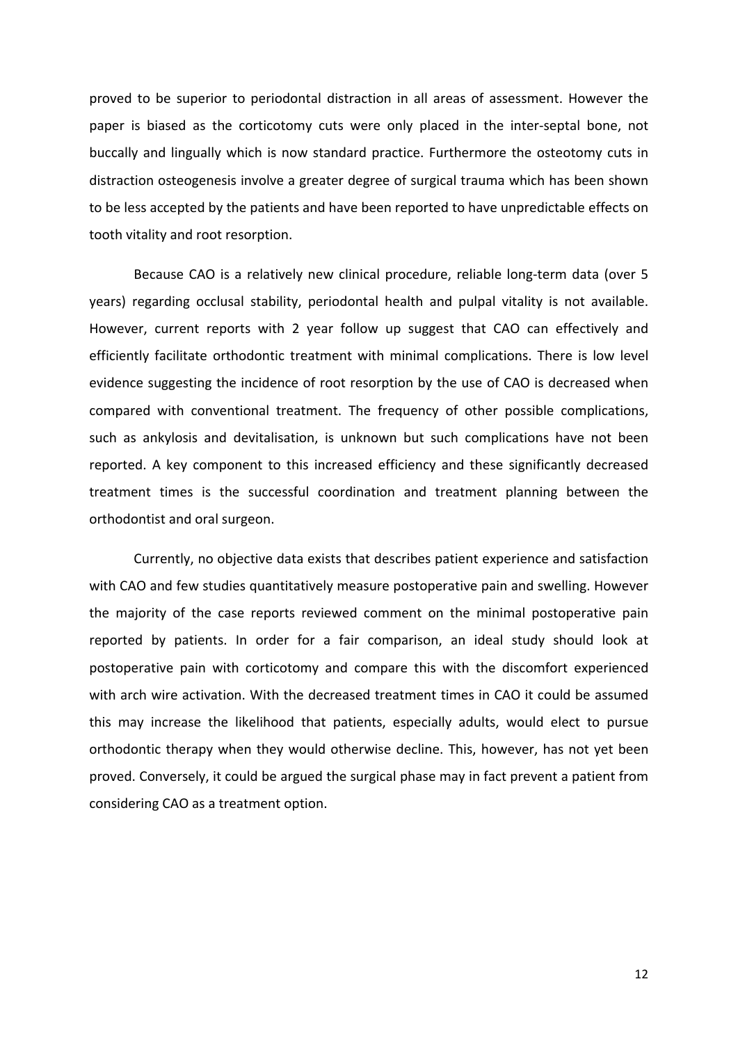proved to be superior to periodontal distraction in all areas of assessment. However the paper is biased as the corticotomy cuts were only placed in the inter-septal bone, not buccally and lingually which is now standard practice. Furthermore the osteotomy cuts in distraction osteogenesis involve a greater degree of surgical trauma which has been shown to be less accepted by the patients and have been reported to have unpredictable effects on tooth vitality and root resorption.

Because CAO is a relatively new clinical procedure, reliable long-term data (over 5 years) regarding occlusal stability, periodontal health and pulpal vitality is not available. However, current reports with 2 year follow up suggest that CAO can effectively and efficiently facilitate orthodontic treatment with minimal complications. There is low level evidence suggesting the incidence of root resorption by the use of CAO is decreased when compared with conventional treatment. The frequency of other possible complications, such as ankylosis and devitalisation, is unknown but such complications have not been reported. A key component to this increased efficiency and these significantly decreased treatment times is the successful coordination and treatment planning between the orthodontist and oral surgeon.

Currently, no objective data exists that describes patient experience and satisfaction with CAO and few studies quantitatively measure postoperative pain and swelling. However the majority of the case reports reviewed comment on the minimal postoperative pain reported by patients. In order for a fair comparison, an ideal study should look at postoperative pain with corticotomy and compare this with the discomfort experienced with arch wire activation. With the decreased treatment times in CAO it could be assumed this may increase the likelihood that patients, especially adults, would elect to pursue orthodontic therapy when they would otherwise decline. This, however, has not yet been proved. Conversely, it could be argued the surgical phase may in fact prevent a patient from considering CAO as a treatment option.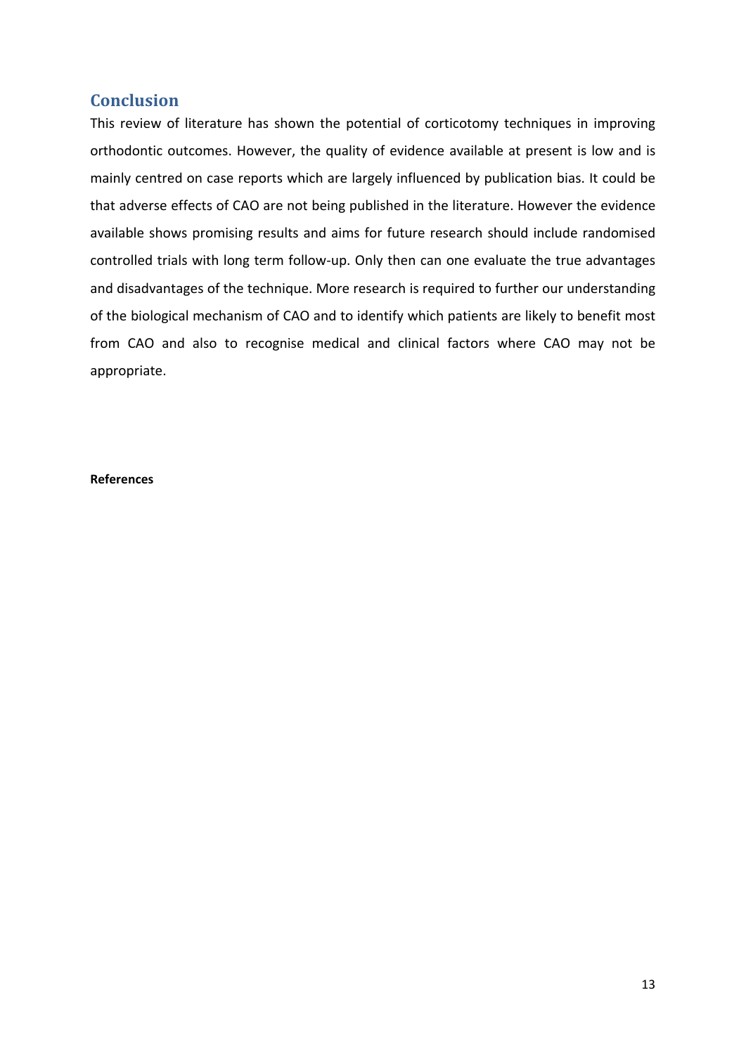## Conclusion

This review of literature has shown the potential of corticotomy techniques in improving orthodontic outcomes. However, the quality of evidence available at present is low and is mainly centred on case reports which are largely influenced by publication bias. It could be that adverse effects of CAO are not being published in the literature. However the evidence available shows promising results and aims for future research should include randomised controlled trials with long term follow-up. Only then can one evaluate the true advantages and disadvantages of the technique. More research is required to further our understanding of the biological mechanism of CAO and to identify which patients are likely to benefit most from CAO and also to recognise medical and clinical factors where CAO may not be appropriate.

**References**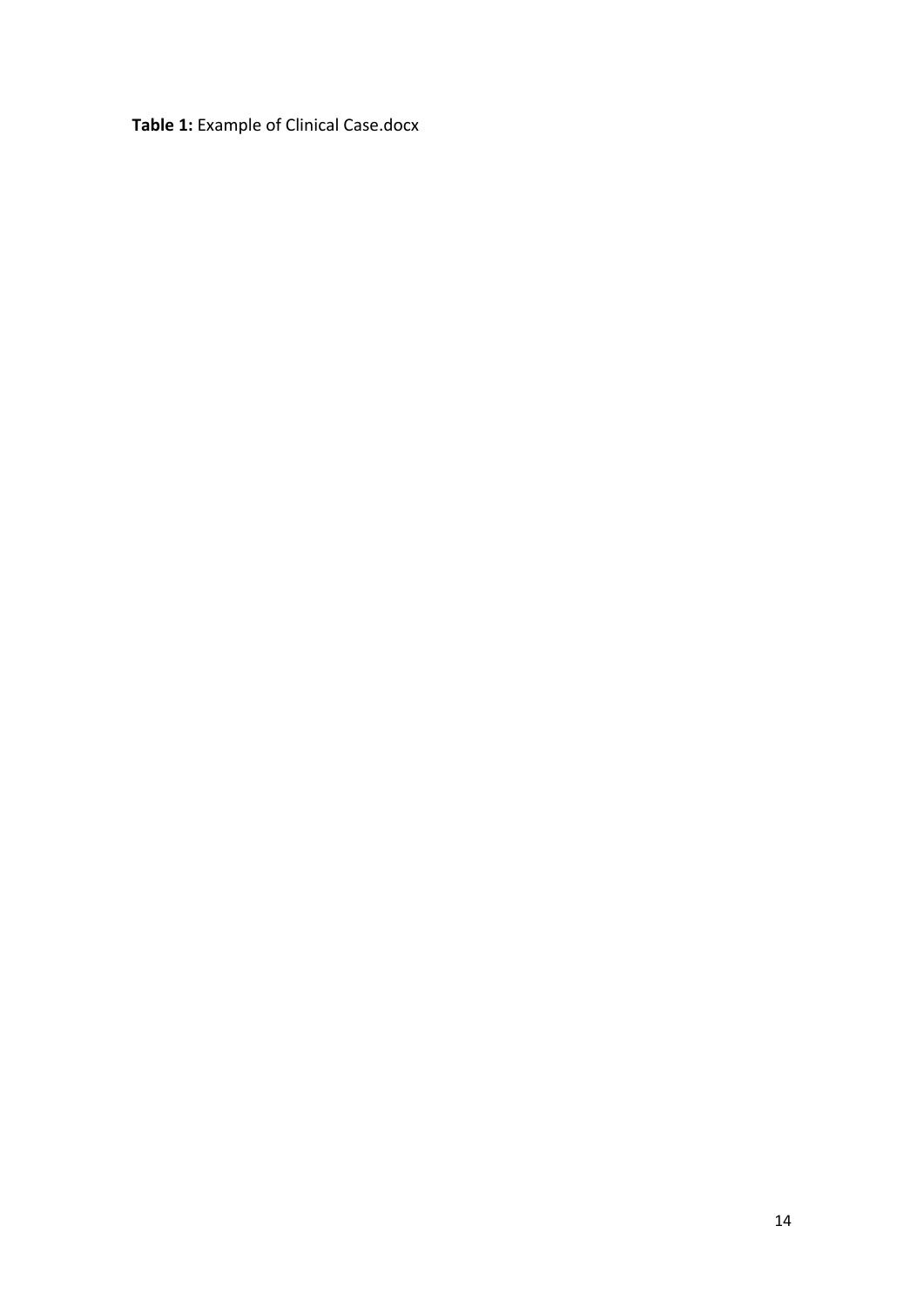**Table 1:** Example of Clinical Case.docx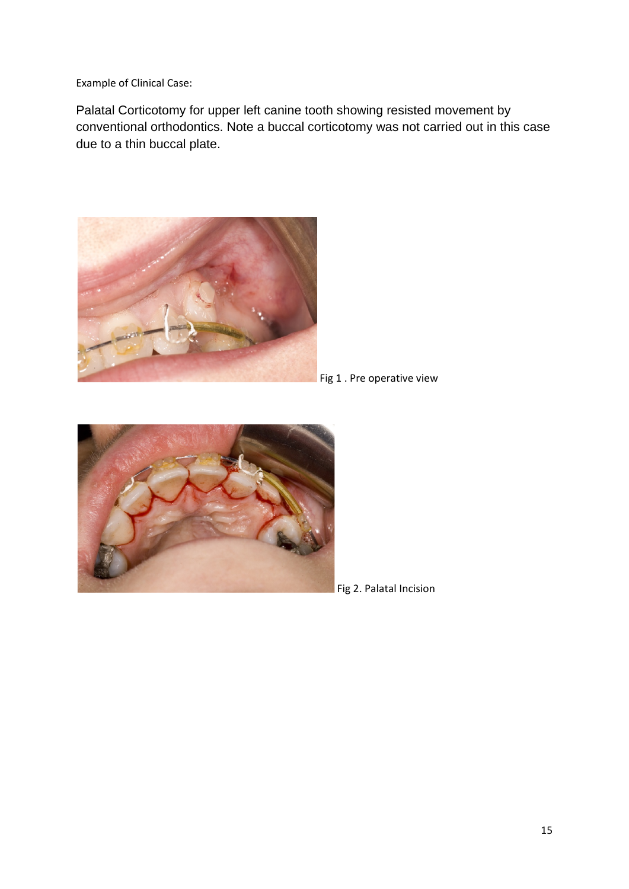Example of Clinical Case:

Palatal Corticotomy for upper left canine tooth showing resisted movement by conventional orthodontics. Note a buccal corticotomy was not carried out in this case due to a thin buccal plate.

Fig 1 . Pre operative view

Fig 2. Palatal Incision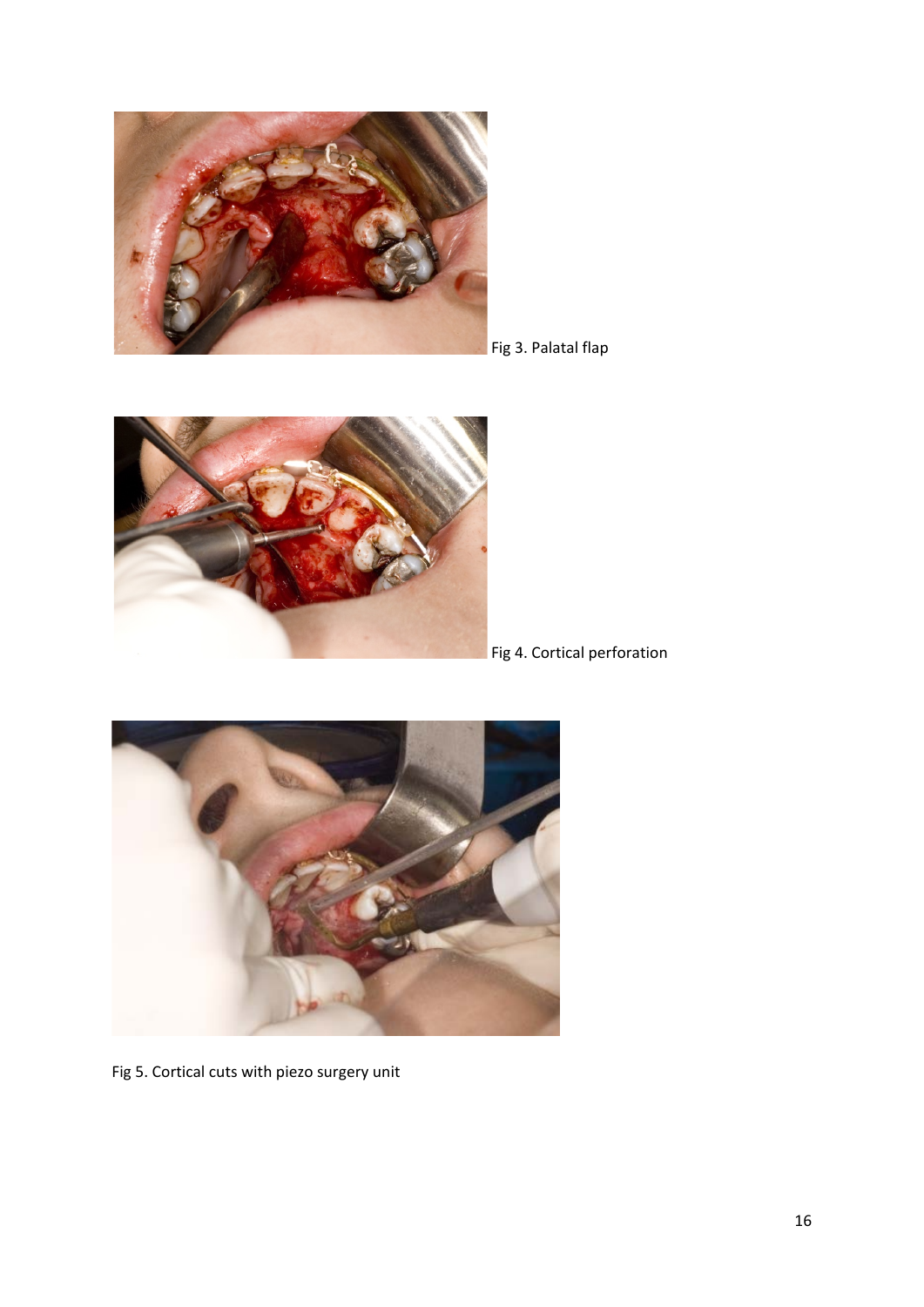Fig 3. Palatal flap

Fig 4. Cortical perforation

Fig 5. Cortical cuts with piezo surgery unit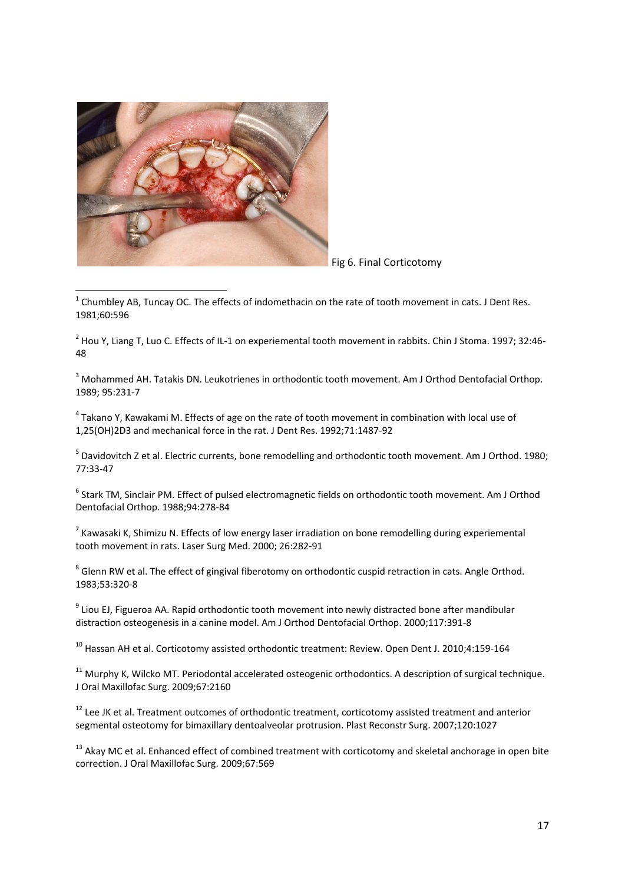Fig 6. Final Corticotomy

[1] Chumbley AB, Tuncay OC. The effects of indomethacin on the rate of tooth movement in cats. J Dent Res. 1981;60:596

[2] Hou Y, Liang T, Luo C. Effects of IL-1 on experiemental tooth movement in rabbits. Chin J Stoma. 1997; 32:46-48

[3] Mohammed AH. Tatakis DN. Leukotrienes in orthodontic tooth movement. Am J Orthod Dentofacial Orthop. 1989; 95:231-7

[4] Takano Y, Kawakami M. Effects of age on the rate of tooth movement in combination with local use of 1,25(OH)2D3 and mechanical force in the rat. J Dent Res. 1992;71:1487-92

[5] Davidovitch Z et al. Electric currents, bone remodelling and orthodontic tooth movement. Am J Orthod. 1980; 77:33-47

[6] Stark TM, Sinclair PM. Effect of pulsed electromagnetic fields on orthodontic tooth movement. Am J Orthod Dentofacial Orthop. 1988;94:278-84

[7] Kawasaki K, Shimizu N. Effects of low energy laser irradiation on bone remodelling during experiemental tooth movement in rats. Laser Surg Med. 2000; 26:282-91

[8] Glenn RW et al. The effect of gingival fiberotomy on orthodontic cuspid retraction in cats. Angle Orthod. 1983;53:320-8

[9] Liou EJ, Figueroa AA. Rapid orthodontic tooth movement into newly distracted bone after mandibular distraction osteogenesis in a canine model. Am J Orthod Dentofacial Orthop. 2000;117:391-8

[10] Hassan AH et al. Corticotomy assisted orthodontic treatment: Review. Open Dent J. 2010;4:159-164

[11] Murphy K, Wilcko MT. Periodontal accelerated osteogenic orthodontics. A description of surgical technique. J Oral Maxillofac Surg. 2009;67:2160

[12] Lee JK et al. Treatment outcomes of orthodontic treatment, corticotomy assisted treatment and anterior segmental osteotomy for bimaxillary dentoalveolar protrusion. Plast Reconstr Surg. 2007;120:1027

[13] Akay MC et al. Enhanced effect of combined treatment with corticotomy and skeletal anchorage in open bite correction. J Oral Maxillofac Surg. 2009;67:569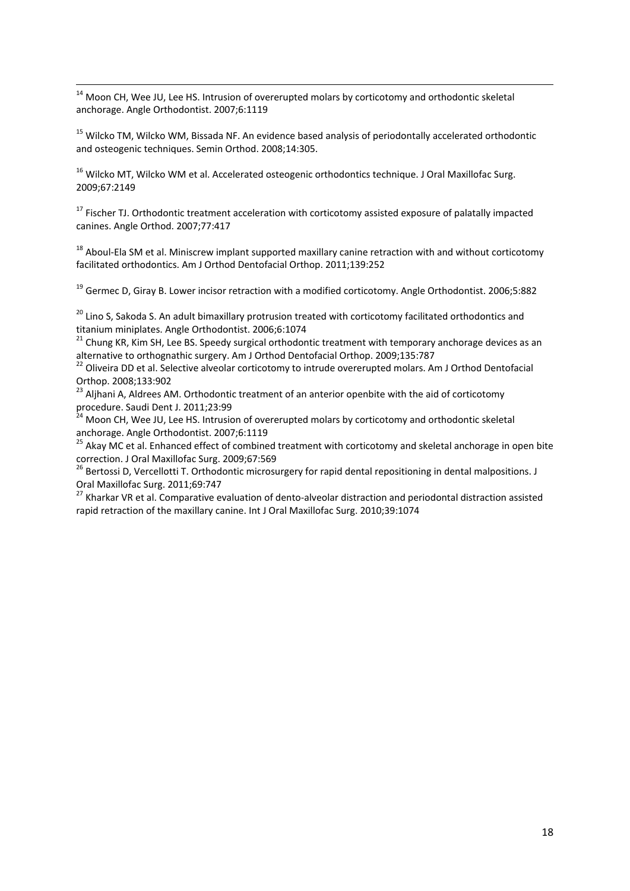[14] Moon CH, Wee JU, Lee HS. Intrusion of overerupted molars by corticotomy and orthodontic skeletal anchorage. Angle Orthodontist. 2007;6:1119

[15] Wilcko TM, Wilcko WM, Bissada NF. An evidence based analysis of periodontally accelerated orthodontic and osteogenic techniques. Semin Orthod. 2008;14:305.

[16] Wilcko MT, Wilcko WM et al. Accelerated osteogenic orthodontics technique. J Oral Maxillofac Surg. 2009;67:2149

[17] Fischer TJ. Orthodontic treatment acceleration with corticotomy assisted exposure of palatally impacted canines. Angle Orthod. 2007;77:417

[18] Aboul-Ela SM et al. Miniscrew implant supported maxillary canine retraction with and without corticotomy facilitated orthodontics. Am J Orthod Dentofacial Orthop. 2011;139:252

[19] Germec D, Giray B. Lower incisor retraction with a modified corticotomy. Angle Orthodontist. 2006;5:882

[20] Lino S, Sakoda S. An adult bimaxillary protrusion treated with corticotomy facilitated orthodontics and titanium miniplates. Angle Orthodontist. 2006;6:1074

[21] Chung KR, Kim SH, Lee BS. Speedy surgical orthodontic treatment with temporary anchorage devices as an alternative to orthognathic surgery. Am J Orthod Dentofacial Orthop. 2009;135:787

[22] Oliveira DD et al. Selective alveolar corticotomy to intrude overerupted molars. Am J Orthod Dentofacial Orthop. 2008;133:902

[23] Aljhani A, Aldrees AM. Orthodontic treatment of an anterior openbite with the aid of corticotomy procedure. Saudi Dent J. 2011;23:99

[24] Moon CH, Wee JU, Lee HS. Intrusion of overerupted molars by corticotomy and orthodontic skeletal anchorage. Angle Orthodontist. 2007;6:1119

[25] Akay MC et al. Enhanced effect of combined treatment with corticotomy and skeletal anchorage in open bite correction. J Oral Maxillofac Surg. 2009;67:569

[26] Bertossi D, Vercellotti T. Orthodontic microsurgery for rapid dental repositioning in dental malpositions. J Oral Maxillofac Surg. 2011;69:747

[27] Kharkar VR et al. Comparative evaluation of dento-alveolar distraction and periodontal distraction assisted rapid retraction of the maxillary canine. Int J Oral Maxillofac Surg. 2010;39:1074